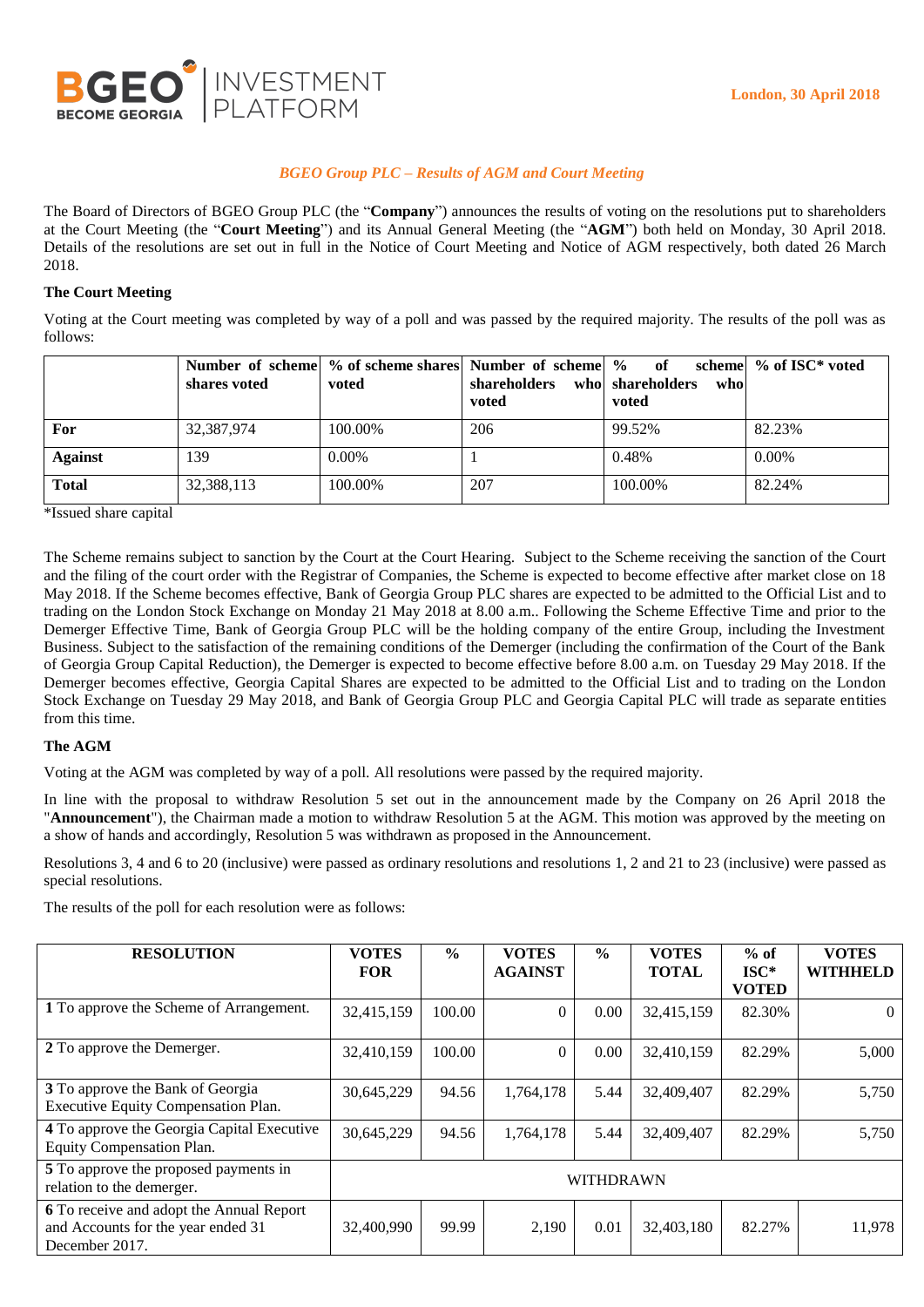London, 30 April 2018

## *BGEO Group PLC – Results of AGM and Court Meeting*

The Board of Directors of BGEO Group PLC (the "**Company**") announces the results of voting on the resolutions put to shareholders at the Court Meeting (the "**Court Meeting**") and its Annual General Meeting (the "**AGM**") both held on Monday, 30 April 2018. Details of the resolutions are set out in full in the Notice of Court Meeting and Notice of AGM respectively, both dated 26 March 2018.

**The Court Meeting**

Voting at the Court meeting was completed by way of a poll and was passed by the required majority. The results of the poll was as follows:

| | Number of scheme shares voted | % of scheme shares voted | Number of scheme shareholders who voted | % of scheme shareholders who voted | % of ISC* voted |
|---|---|---|---|---|---|
| **For** | 32,387,974 | 100.00% | 206 | 99.52% | 82.23% |
| **Against** | 139 | 0.00% | 1 | 0.48% | 0.00% |
| **Total** | 32,388,113 | 100.00% | 207 | 100.00% | 82.24% |

*Issued share capital

The Scheme remains subject to sanction by the Court at the Court Hearing. Subject to the Scheme receiving the sanction of the Court and the filing of the court order with the Registrar of Companies, the Scheme is expected to become effective after market close on 18 May 2018. If the Scheme becomes effective, Bank of Georgia Group PLC shares are expected to be admitted to the Official List and to trading on the London Stock Exchange on Monday 21 May 2018 at 8.00 a.m.. Following the Scheme Effective Time and prior to the Demerger Effective Time, Bank of Georgia Group PLC will be the holding company of the entire Group, including the Investment Business. Subject to the satisfaction of the remaining conditions of the Demerger (including the confirmation of the Court of the Bank of Georgia Group Capital Reduction), the Demerger is expected to become effective before 8.00 a.m. on Tuesday 29 May 2018. If the Demerger becomes effective, Georgia Capital Shares are expected to be admitted to the Official List and to trading on the London Stock Exchange on Tuesday 29 May 2018, and Bank of Georgia Group PLC and Georgia Capital PLC will trade as separate entities from this time.

**The AGM**

Voting at the AGM was completed by way of a poll. All resolutions were passed by the required majority.

In line with the proposal to withdraw Resolution 5 set out in the announcement made by the Company on 26 April 2018 the "**Announcement**"), the Chairman made a motion to withdraw Resolution 5 at the AGM. This motion was approved by the meeting on a show of hands and accordingly, Resolution 5 was withdrawn as proposed in the Announcement.

Resolutions 3, 4 and 6 to 20 (inclusive) were passed as ordinary resolutions and resolutions 1, 2 and 21 to 23 (inclusive) were passed as special resolutions.

The results of the poll for each resolution were as follows:

| RESOLUTION | VOTES FOR | % | VOTES AGAINST | % | VOTES TOTAL | % of ISC* VOTED | VOTES WITHHELD |
|---|---|---|---|---|---|---|---|
| **1** To approve the Scheme of Arrangement. | 32,415,159 | 100.00 | 0 | 0.00 | 32,415,159 | 82.30% | 0 |
| **2** To approve the Demerger. | 32,410,159 | 100.00 | 0 | 0.00 | 32,410,159 | 82.29% | 5,000 |
| **3** To approve the Bank of Georgia Executive Equity Compensation Plan. | 30,645,229 | 94.56 | 1,764,178 | 5.44 | 32,409,407 | 82.29% | 5,750 |
| **4** To approve the Georgia Capital Executive Equity Compensation Plan. | 30,645,229 | 94.56 | 1,764,178 | 5.44 | 32,409,407 | 82.29% | 5,750 |
| **5** To approve the proposed payments in relation to the demerger. | WITHDRAWN | | | | | | |
| **6** To receive and adopt the Annual Report and Accounts for the year ended 31 December 2017. | 32,400,990 | 99.99 | 2,190 | 0.01 | 32,403,180 | 82.27% | 11,978 |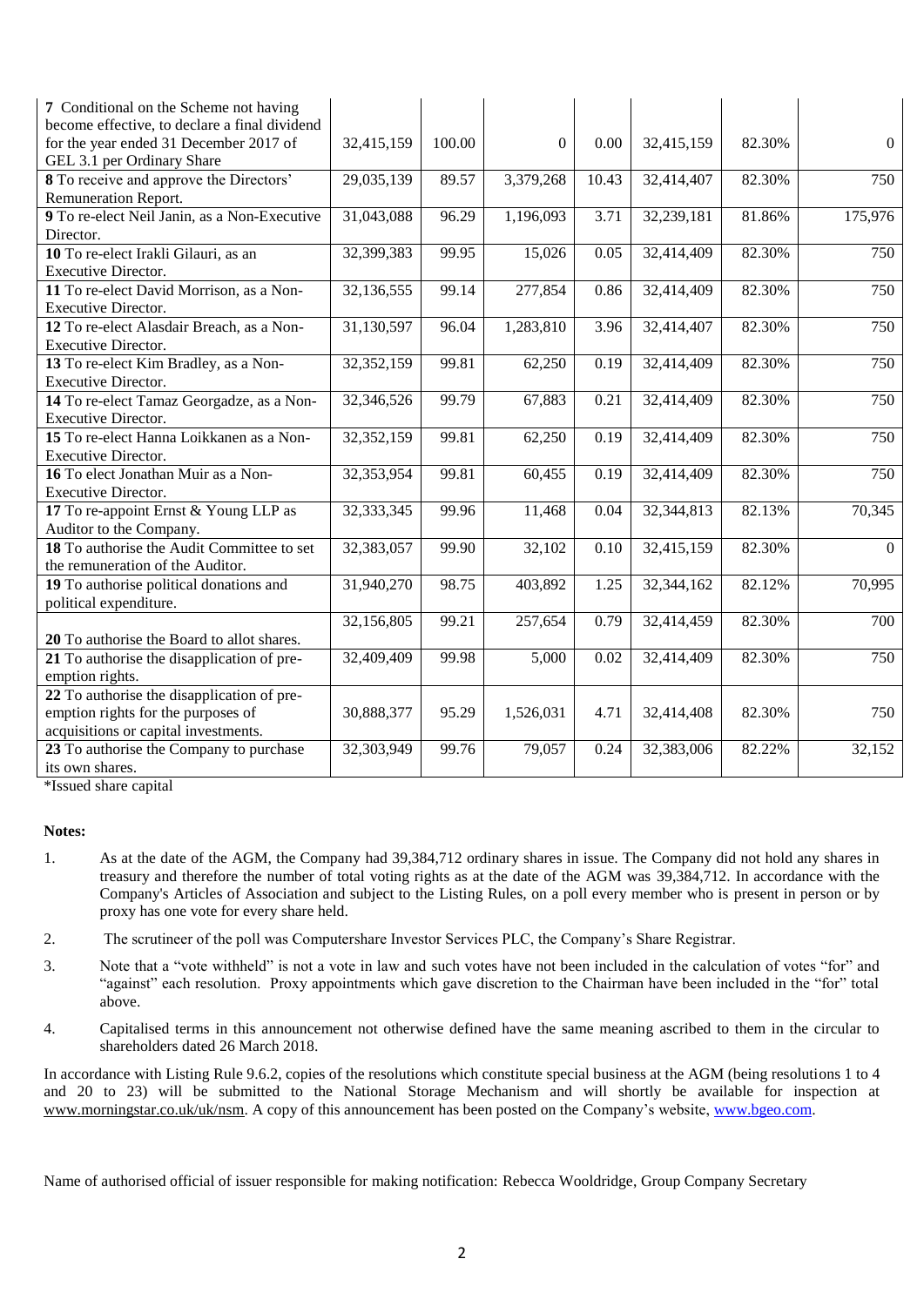| 7 Conditional on the Scheme not having become effective, to declare a final dividend for the year ended 31 December 2017 of GEL 3.1 per Ordinary Share | 32,415,159 | 100.00 | 0 | 0.00 | 32,415,159 | 82.30% | 0 |
|---|---|---|---|---|---|---|---|
| **8** To receive and approve the Directors' Remuneration Report. | 29,035,139 | 89.57 | 3,379,268 | 10.43 | 32,414,407 | 82.30% | 750 |
| **9** To re-elect Neil Janin, as a Non-Executive Director. | 31,043,088 | 96.29 | 1,196,093 | 3.71 | 32,239,181 | 81.86% | 175,976 |
| **10** To re-elect Irakli Gilauri, as an Executive Director. | 32,399,383 | 99.95 | 15,026 | 0.05 | 32,414,409 | 82.30% | 750 |
| **11** To re-elect David Morrison, as a Non-Executive Director. | 32,136,555 | 99.14 | 277,854 | 0.86 | 32,414,409 | 82.30% | 750 |
| **12** To re-elect Alasdair Breach, as a Non-Executive Director. | 31,130,597 | 96.04 | 1,283,810 | 3.96 | 32,414,407 | 82.30% | 750 |
| **13** To re-elect Kim Bradley, as a Non-Executive Director. | 32,352,159 | 99.81 | 62,250 | 0.19 | 32,414,409 | 82.30% | 750 |
| **14** To re-elect Tamaz Georgadze, as a Non-Executive Director. | 32,346,526 | 99.79 | 67,883 | 0.21 | 32,414,409 | 82.30% | 750 |
| **15** To re-elect Hanna Loikkanen as a Non-Executive Director. | 32,352,159 | 99.81 | 62,250 | 0.19 | 32,414,409 | 82.30% | 750 |
| **16** To elect Jonathan Muir as a Non-Executive Director. | 32,353,954 | 99.81 | 60,455 | 0.19 | 32,414,409 | 82.30% | 750 |
| **17** To re-appoint Ernst & Young LLP as Auditor to the Company. | 32,333,345 | 99.96 | 11,468 | 0.04 | 32,344,813 | 82.13% | 70,345 |
| **18** To authorise the Audit Committee to set the remuneration of the Auditor. | 32,383,057 | 99.90 | 32,102 | 0.10 | 32,415,159 | 82.30% | 0 |
| **19** To authorise political donations and political expenditure. | 31,940,270 | 98.75 | 403,892 | 1.25 | 32,344,162 | 82.12% | 70,995 |
| **20** To authorise the Board to allot shares. | 32,156,805 | 99.21 | 257,654 | 0.79 | 32,414,459 | 82.30% | 700 |
| **21** To authorise the disapplication of pre-emption rights. | 32,409,409 | 99.98 | 5,000 | 0.02 | 32,414,409 | 82.30% | 750 |
| **22** To authorise the disapplication of pre-emption rights for the purposes of acquisitions or capital investments. | 30,888,377 | 95.29 | 1,526,031 | 4.71 | 32,414,408 | 82.30% | 750 |
| **23** To authorise the Company to purchase its own shares. | 32,303,949 | 99.76 | 79,057 | 0.24 | 32,383,006 | 82.22% | 32,152 |

*Issued share capital

**Notes:**

1. As at the date of the AGM, the Company had 39,384,712 ordinary shares in issue. The Company did not hold any shares in treasury and therefore the number of total voting rights as at the date of the AGM was 39,384,712. In accordance with the Company's Articles of Association and subject to the Listing Rules, on a poll every member who is present in person or by proxy has one vote for every share held.

2. The scrutineer of the poll was Computershare Investor Services PLC, the Company's Share Registrar.

3. Note that a "vote withheld" is not a vote in law and such votes have not been included in the calculation of votes "for" and "against" each resolution. Proxy appointments which gave discretion to the Chairman have been included in the "for" total above.

4. Capitalised terms in this announcement not otherwise defined have the same meaning ascribed to them in the circular to shareholders dated 26 March 2018.

In accordance with Listing Rule 9.6.2, copies of the resolutions which constitute special business at the AGM (being resolutions 1 to 4 and 20 to 23) will be submitted to the National Storage Mechanism and will shortly be available for inspection at www.morningstar.co.uk/uk/nsm. A copy of this announcement has been posted on the Company's website, www.bgeo.com.

Name of authorised official of issuer responsible for making notification: Rebecca Wooldridge, Group Company Secretary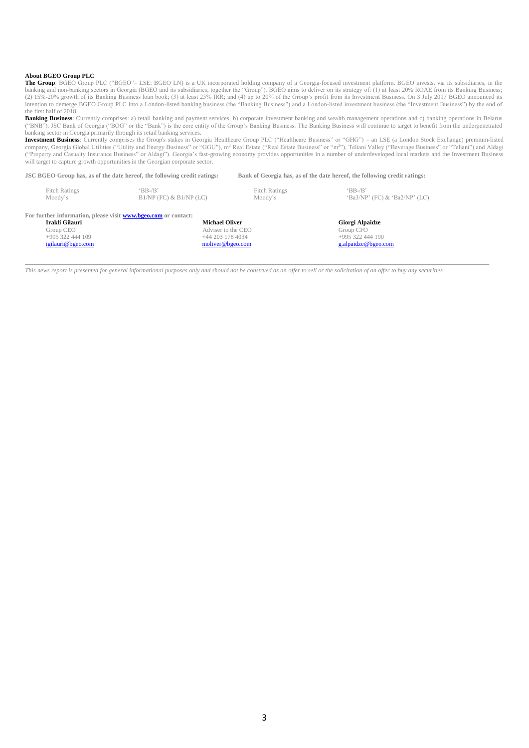**About BGEO Group PLC**

**The Group**: BGEO Group PLC ("BGEO"– LSE: BGEO LN) is a UK incorporated holding company of a Georgia-focused investment platform. BGEO invests, via its subsidiaries, in the banking and non-banking sectors in Georgia (BGEO and its subsidiaries, together the "Group"). BGEO aims to deliver on its strategy of: (1) at least 20% ROAE from its Banking Business; (2) 15%-20% growth of its Banking Business loan book; (3) at least 25% IRR; and (4) up to 20% of the Group's profit from its Investment Business. On 3 July 2017 BGEO announced its intention to demerge BGEO Group PLC into a London-listed banking business (the "Banking Business") and a London-listed investment business (the "Investment Business") by the end of the first half of 2018.

**Banking Business**: Currently comprises: a) retail banking and payment services, b) corporate investment banking and wealth management operations and c) banking operations in Belarus ("BNB"). JSC Bank of Georgia ("BOG" or the "Bank") is the core entity of the Group's Banking Business. The Banking Business will continue to target to benefit from the underpenetrated banking sector in Georgia primarily through its retail banking services.

**Investment Business**: Currently comprises the Group's stakes in Georgia Healthcare Group PLC ("Healthcare Business" or "GHG") – an LSE (a London Stock Exchange) premium-listed company, Georgia Global Utilities ("Utility and Energy Business" or "GGU"), m² Real Estate ("Real Estate Business" or "m²"), Teliani Valley ("Beverage Business" or "Teliani") and Aldagi ("Property and Casualty Insurance Business" or Aldagi"). Georgia's fast-growing economy provides opportunities in a number of underdeveloped local markets and the Investment Business will target to capture growth opportunities in the Georgian corporate sector.

**JSC BGEO Group has, as of the date hereof, the following credit ratings:**

| | |
|---|---|
| Fitch Ratings | 'BB-/B' |
| Moody's | B1/NP (FC) & B1/NP (LC) |

**Bank of Georgia has, as of the date hereof, the following credit ratings:**

| | |
|---|---|
| Fitch Ratings | 'BB-/B' |
| Moody's | 'Ba3/NP' (FC) & 'Ba2/NP' (LC) |

**For further information, please visit www.bgeo.com or contact:**

**Irakli Gilauri**
Group CEO
+995 322 444 109
igilauri@bgeo.com

**Michael Oliver**
Adviser to the CEO
+44 203 178 4034
moliver@bgeo.com

**Giorgi Alpaidze**
Group CFO
+995 322 444 190
g.alpaidze@bgeo.com

---

*This news report is presented for general informational purposes only and should not be construed as an offer to sell or the solicitation of an offer to buy any securities*